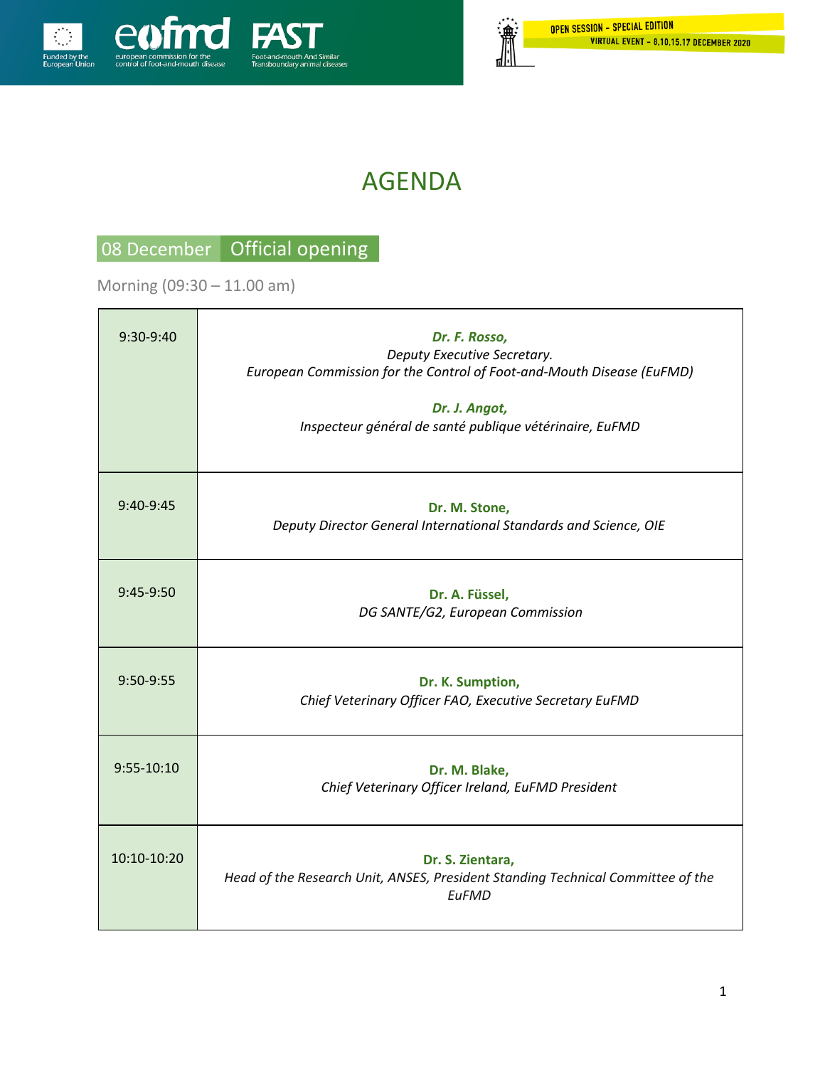# AGENDA

## 08 December Official opening

Morning (09:30 – 11.00 am)

| | |
|---|---|
| 9:30-9:40 | ***Dr. F. Rosso,*** *Deputy Executive Secretary. European Commission for the Control of Foot-and-Mouth Disease (EuFMD)* ***Dr. J. Angot,*** *Inspecteur général de santé publique vétérinaire, EuFMD* |
| 9:40-9:45 | **Dr. M. Stone,** *Deputy Director General International Standards and Science, OIE* |
| 9:45-9:50 | **Dr. A. Füssel,** *DG SANTE/G2, European Commission* |
| 9:50-9:55 | **Dr. K. Sumption,** *Chief Veterinary Officer FAO, Executive Secretary EuFMD* |
| 9:55-10:10 | **Dr. M. Blake,** *Chief Veterinary Officer Ireland, EuFMD President* |
| 10:10-10:20 | **Dr. S. Zientara,** *Head of the Research Unit, ANSES, President Standing Technical Committee of the EuFMD* |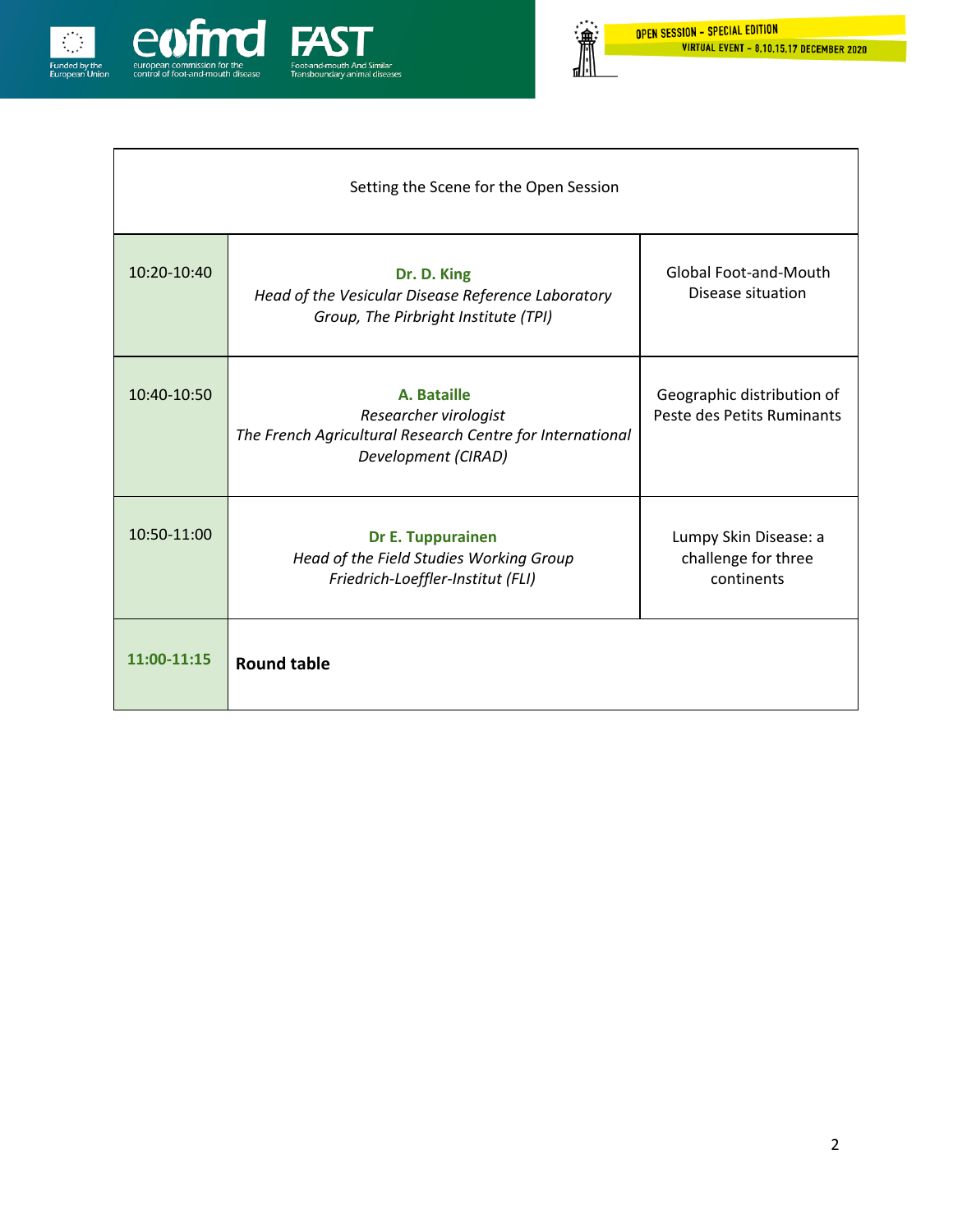| Setting the Scene for the Open Session | | |
|---|---|---|
| 10:20-10:40 | **Dr. D. King**<br>*Head of the Vesicular Disease Reference Laboratory Group, The Pirbright Institute (TPI)* | Global Foot-and-Mouth Disease situation |
| 10:40-10:50 | **A. Bataille**<br>*Researcher virologist*<br>*The French Agricultural Research Centre for International Development (CIRAD)* | Geographic distribution of Peste des Petits Ruminants |
| 10:50-11:00 | **Dr E. Tuppurainen**<br>*Head of the Field Studies Working Group*<br>*Friedrich-Loeffler-Institut (FLI)* | Lumpy Skin Disease: a challenge for three continents |
| **11:00-11:15** | **Round table** | |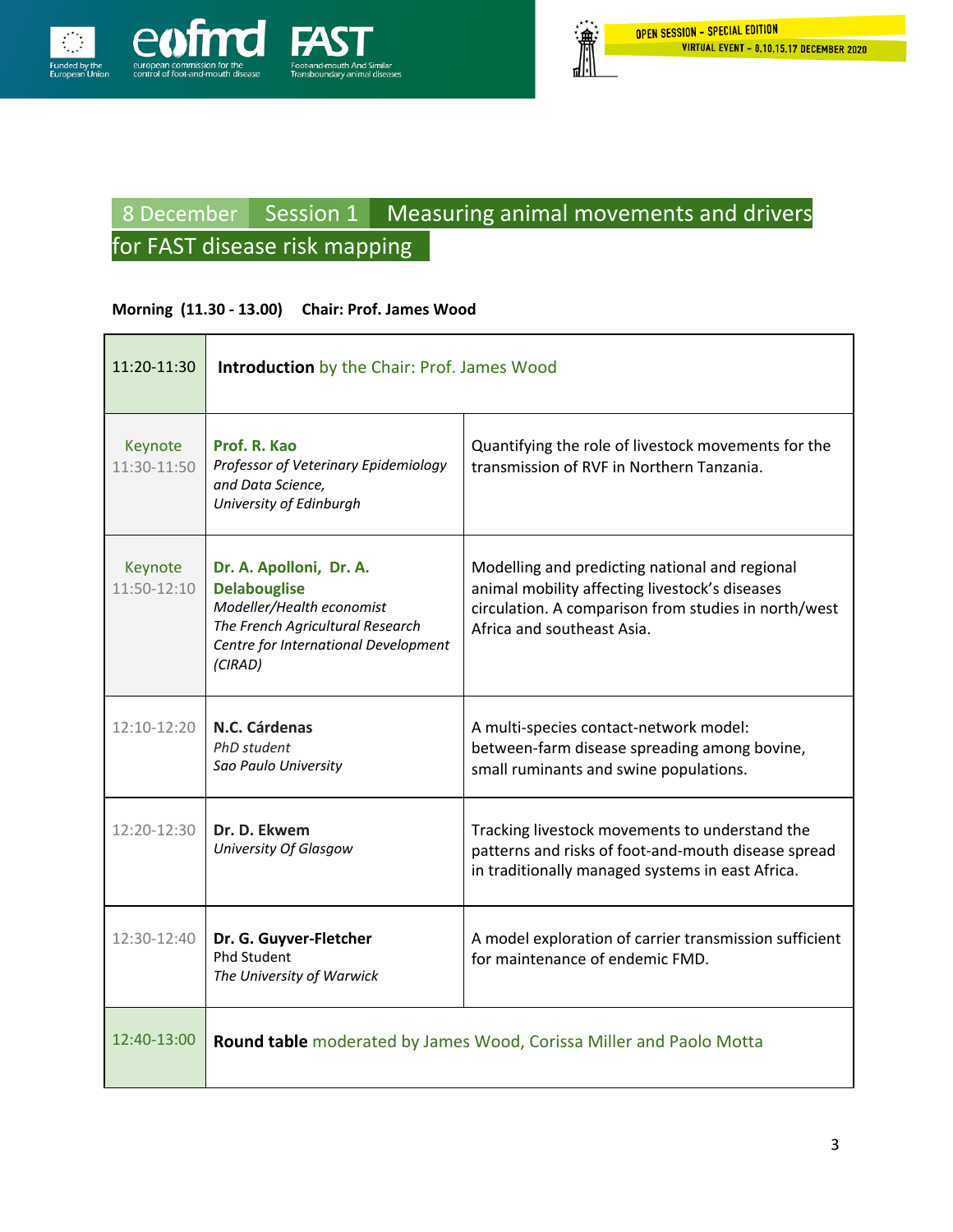## 8 December Session 1 Measuring animal movements and drivers for FAST disease risk mapping

**Morning (11.30 - 13.00) Chair: Prof. James Wood**

| Time | Speaker | Title |
|---|---|---|
| 11:20-11:30 | **Introduction** by the Chair: Prof. James Wood | |
| Keynote 11:30-11:50 | **Prof. R. Kao** *Professor of Veterinary Epidemiology and Data Science, University of Edinburgh* | Quantifying the role of livestock movements for the transmission of RVF in Northern Tanzania. |
| Keynote 11:50-12:10 | **Dr. A. Apolloni, Dr. A. Delabouglise** *Modeller/Health economist The French Agricultural Research Centre for International Development (CIRAD)* | Modelling and predicting national and regional animal mobility affecting livestock's diseases circulation. A comparison from studies in north/west Africa and southeast Asia. |
| 12:10-12:20 | **N.C. Cárdenas** *PhD student Sao Paulo University* | A multi-species contact-network model: between-farm disease spreading among bovine, small ruminants and swine populations. |
| 12:20-12:30 | **Dr. D. Ekwem** *University Of Glasgow* | Tracking livestock movements to understand the patterns and risks of foot-and-mouth disease spread in traditionally managed systems in east Africa. |
| 12:30-12:40 | **Dr. G. Guyver-Fletcher** Phd Student *The University of Warwick* | A model exploration of carrier transmission sufficient for maintenance of endemic FMD. |
| 12:40-13:00 | **Round table** moderated by James Wood, Corissa Miller and Paolo Motta | |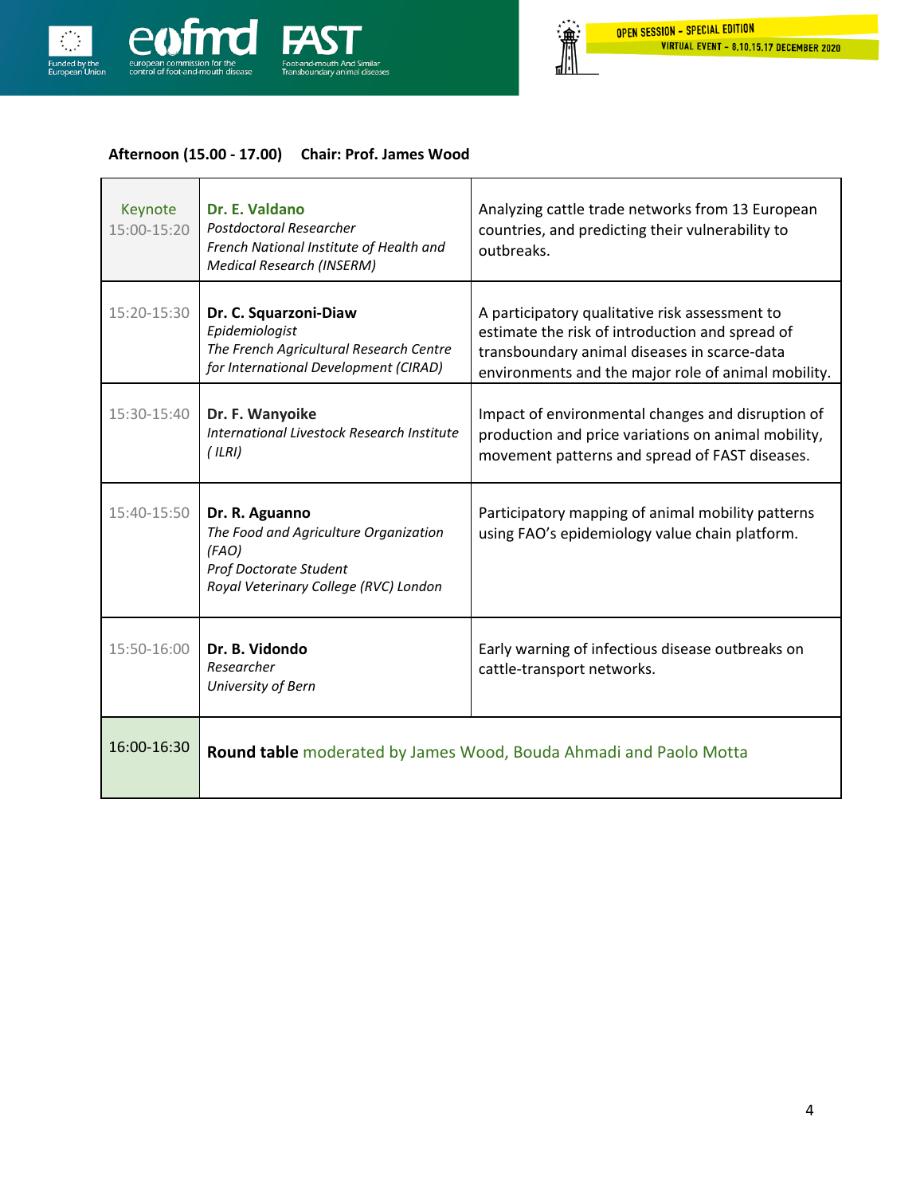**Afternoon (15.00 - 17.00)    Chair: Prof. James Wood**

| Time | Speaker | Topic |
|---|---|---|
| Keynote<br>15:00-15:20 | **Dr. E. Valdano**<br>*Postdoctoral Researcher*<br>*French National Institute of Health and Medical Research (INSERM)* | Analyzing cattle trade networks from 13 European countries, and predicting their vulnerability to outbreaks. |
| 15:20-15:30 | **Dr. C. Squarzoni-Diaw**<br>*Epidemiologist*<br>*The French Agricultural Research Centre for International Development (CIRAD)* | A participatory qualitative risk assessment to estimate the risk of introduction and spread of transboundary animal diseases in scarce-data environments and the major role of animal mobility. |
| 15:30-15:40 | **Dr. F. Wanyoike**<br>*International Livestock Research Institute ( ILRI)* | Impact of environmental changes and disruption of production and price variations on animal mobility, movement patterns and spread of FAST diseases. |
| 15:40-15:50 | **Dr. R. Aguanno**<br>*The Food and Agriculture Organization (FAO)*<br>*Prof Doctorate Student*<br>*Royal Veterinary College (RVC) London* | Participatory mapping of animal mobility patterns using FAO's epidemiology value chain platform. |
| 15:50-16:00 | **Dr. B. Vidondo**<br>*Researcher*<br>*University of Bern* | Early warning of infectious disease outbreaks on cattle-transport networks. |
| 16:00-16:30 | **Round table** moderated by James Wood, Bouda Ahmadi and Paolo Motta | |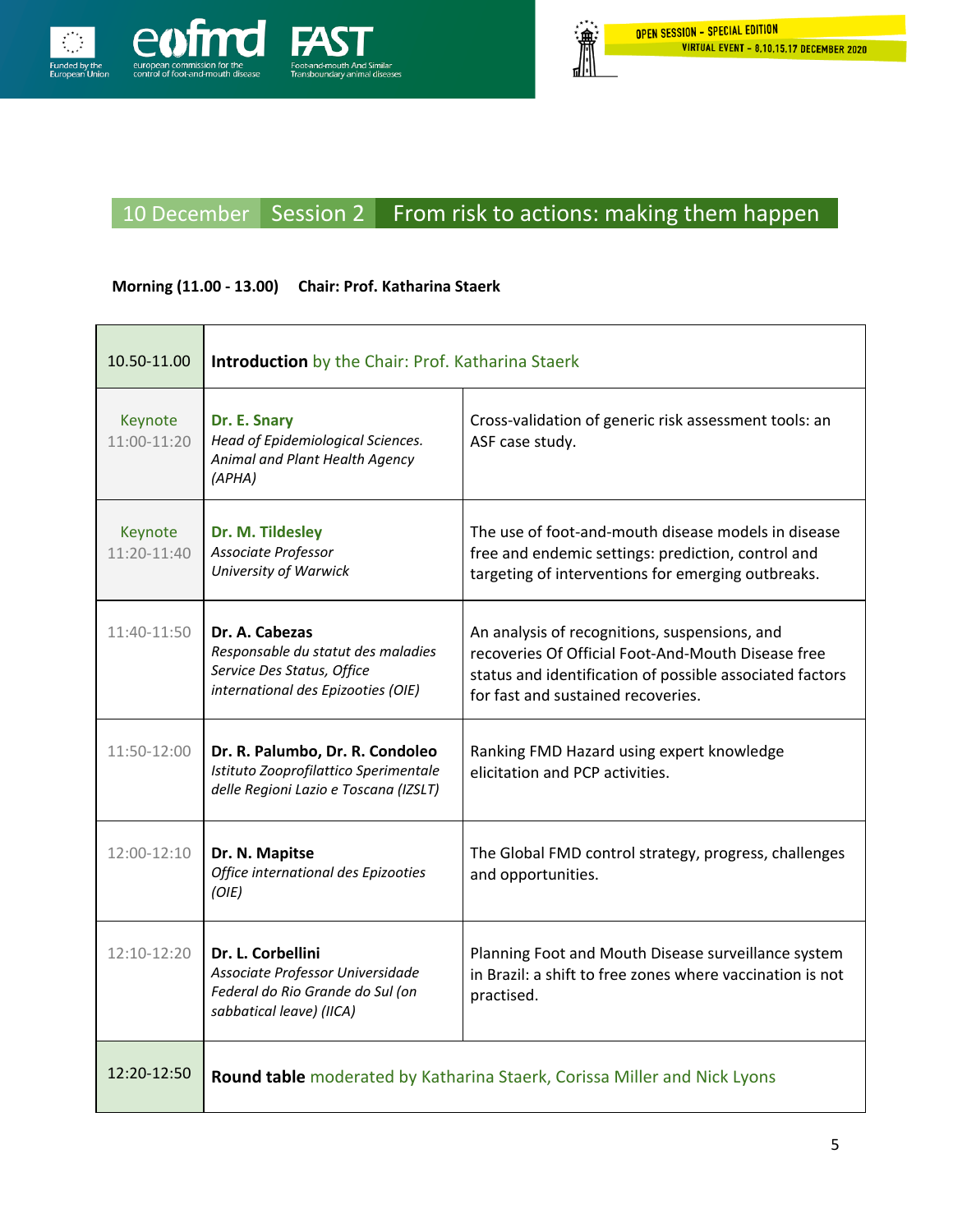## 10 December | Session 2 | From risk to actions: making them happen

**Morning (11.00 - 13.00)** **Chair: Prof. Katharina Staerk**

| Time | Speaker | Title |
|---|---|---|
| 10.50-11.00 | **Introduction** by the Chair: Prof. Katharina Staerk | |
| Keynote 11:00-11:20 | **Dr. E. Snary** *Head of Epidemiological Sciences. Animal and Plant Health Agency (APHA)* | Cross-validation of generic risk assessment tools: an ASF case study. |
| Keynote 11:20-11:40 | **Dr. M. Tildesley** *Associate Professor University of Warwick* | The use of foot-and-mouth disease models in disease free and endemic settings: prediction, control and targeting of interventions for emerging outbreaks. |
| 11:40-11:50 | **Dr. A. Cabezas** *Responsable du statut des maladies Service Des Status, Office international des Epizooties (OIE)* | An analysis of recognitions, suspensions, and recoveries Of Official Foot-And-Mouth Disease free status and identification of possible associated factors for fast and sustained recoveries. |
| 11:50-12:00 | **Dr. R. Palumbo, Dr. R. Condoleo** *Istituto Zooprofilattico Sperimentale delle Regioni Lazio e Toscana (IZSLT)* | Ranking FMD Hazard using expert knowledge elicitation and PCP activities. |
| 12:00-12:10 | **Dr. N. Mapitse** *Office international des Epizooties (OIE)* | The Global FMD control strategy, progress, challenges and opportunities. |
| 12:10-12:20 | **Dr. L. Corbellini** *Associate Professor Universidade Federal do Rio Grande do Sul (on sabbatical leave) (IICA)* | Planning Foot and Mouth Disease surveillance system in Brazil: a shift to free zones where vaccination is not practised. |
| 12:20-12:50 | **Round table** moderated by Katharina Staerk, Corissa Miller and Nick Lyons | |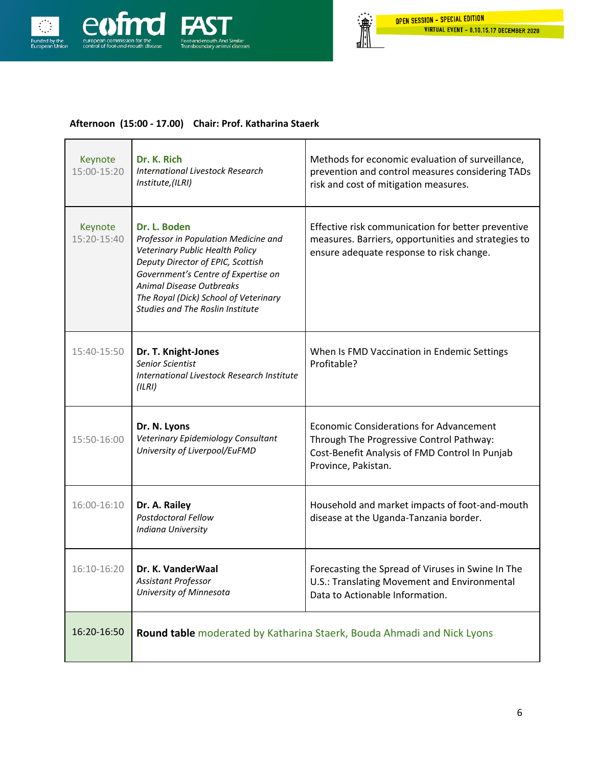**Afternoon (15:00 - 17.00) Chair: Prof. Katharina Staerk**

| | | |
|---|---|---|
| Keynote 15:00-15:20 | **Dr. K. Rich** *International Livestock Research Institute,(ILRI)* | Methods for economic evaluation of surveillance, prevention and control measures considering TADs risk and cost of mitigation measures. |
| Keynote 15:20-15:40 | **Dr. L. Boden** *Professor in Population Medicine and Veterinary Public Health Policy Deputy Director of EPIC, Scottish Government's Centre of Expertise on Animal Disease Outbreaks The Royal (Dick) School of Veterinary Studies and The Roslin Institute* | Effective risk communication for better preventive measures. Barriers, opportunities and strategies to ensure adequate response to risk change. |
| 15:40-15:50 | **Dr. T. Knight-Jones** *Senior Scientist International Livestock Research Institute (ILRI)* | When Is FMD Vaccination in Endemic Settings Profitable? |
| 15:50-16:00 | **Dr. N. Lyons** *Veterinary Epidemiology Consultant University of Liverpool/EuFMD* | Economic Considerations for Advancement Through The Progressive Control Pathway: Cost-Benefit Analysis of FMD Control In Punjab Province, Pakistan. |
| 16:00-16:10 | **Dr. A. Railey** *Postdoctoral Fellow Indiana University* | Household and market impacts of foot-and-mouth disease at the Uganda-Tanzania border. |
| 16:10-16:20 | **Dr. K. VanderWaal** *Assistant Professor University of Minnesota* | Forecasting the Spread of Viruses in Swine In The U.S.: Translating Movement and Environmental Data to Actionable Information. |
| 16:20-16:50 | **Round table** moderated by Katharina Staerk, Bouda Ahmadi and Nick Lyons | |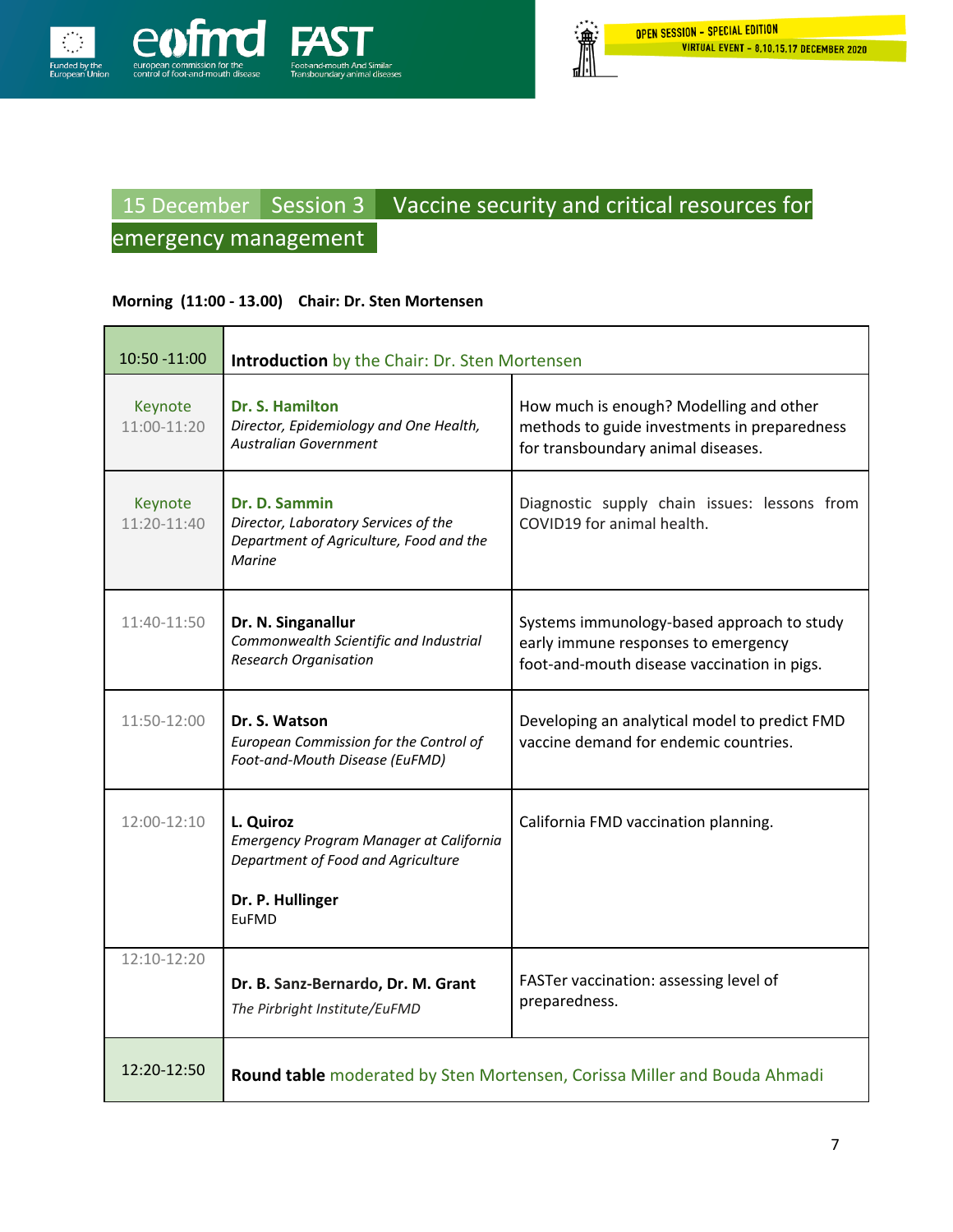## 15 December Session 3 Vaccine security and critical resources for emergency management

**Morning (11:00 - 13.00) Chair: Dr. Sten Mortensen**

| Time | Speaker | Topic |
|---|---|---|
| 10:50 -11:00 | **Introduction** by the Chair: Dr. Sten Mortensen | |
| Keynote 11:00-11:20 | **Dr. S. Hamilton** *Director, Epidemiology and One Health, Australian Government* | How much is enough? Modelling and other methods to guide investments in preparedness for transboundary animal diseases. |
| Keynote 11:20-11:40 | **Dr. D. Sammin** *Director, Laboratory Services of the Department of Agriculture, Food and the Marine* | Diagnostic supply chain issues: lessons from COVID19 for animal health. |
| 11:40-11:50 | **Dr. N. Singanallur** *Commonwealth Scientific and Industrial Research Organisation* | Systems immunology-based approach to study early immune responses to emergency foot-and-mouth disease vaccination in pigs. |
| 11:50-12:00 | **Dr. S. Watson** *European Commission for the Control of Foot-and-Mouth Disease (EuFMD)* | Developing an analytical model to predict FMD vaccine demand for endemic countries. |
| 12:00-12:10 | **L. Quiroz** *Emergency Program Manager at California Department of Food and Agriculture* **Dr. P. Hullinger** EuFMD | California FMD vaccination planning. |
| 12:10-12:20 | **Dr. B. Sanz-Bernardo, Dr. M. Grant** *The Pirbright Institute/EuFMD* | FASTer vaccination: assessing level of preparedness. |
| 12:20-12:50 | **Round table** moderated by Sten Mortensen, Corissa Miller and Bouda Ahmadi | |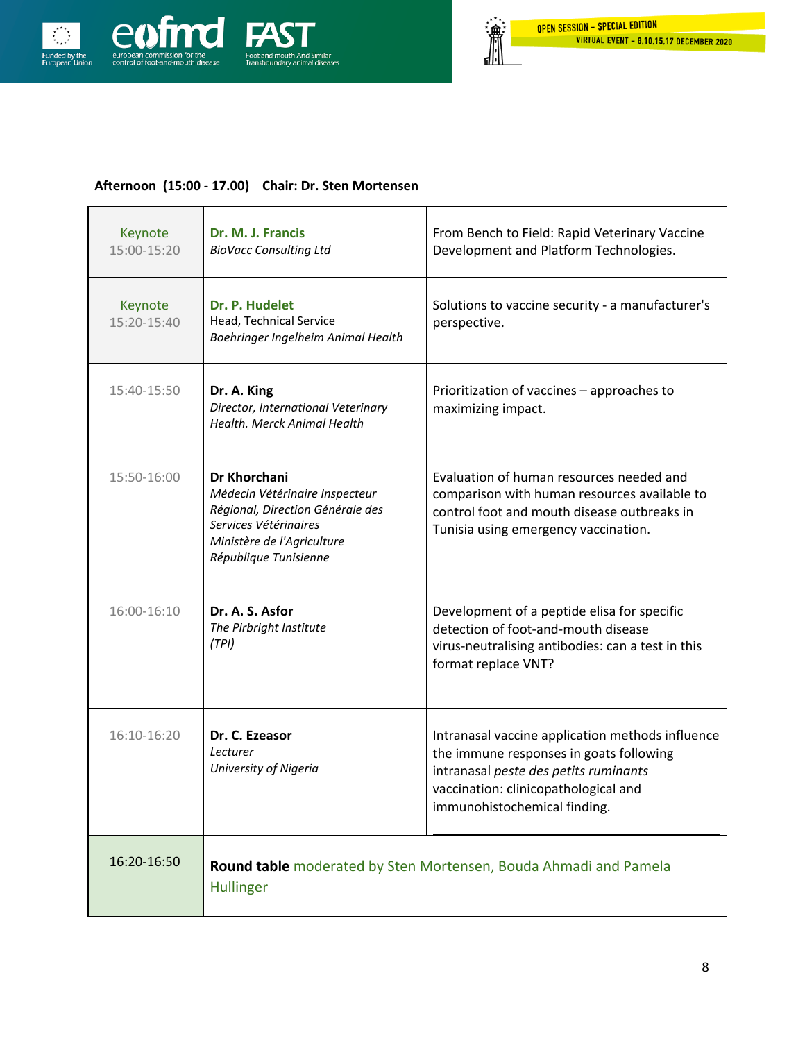**Afternoon (15:00 - 17.00) Chair: Dr. Sten Mortensen**

| | | |
|---|---|---|
| Keynote 15:00-15:20 | **Dr. M. J. Francis** *BioVacc Consulting Ltd* | From Bench to Field: Rapid Veterinary Vaccine Development and Platform Technologies. |
| Keynote 15:20-15:40 | **Dr. P. Hudelet** Head, Technical Service *Boehringer Ingelheim Animal Health* | Solutions to vaccine security - a manufacturer's perspective. |
| 15:40-15:50 | **Dr. A. King** *Director, International Veterinary Health. Merck Animal Health* | Prioritization of vaccines – approaches to maximizing impact. |
| 15:50-16:00 | **Dr Khorchani** *Médecin Vétérinaire Inspecteur Régional, Direction Générale des Services Vétérinaires Ministère de l'Agriculture République Tunisienne* | Evaluation of human resources needed and comparison with human resources available to control foot and mouth disease outbreaks in Tunisia using emergency vaccination. |
| 16:00-16:10 | **Dr. A. S. Asfor** *The Pirbright Institute (TPI)* | Development of a peptide elisa for specific detection of foot-and-mouth disease virus-neutralising antibodies: can a test in this format replace VNT? |
| 16:10-16:20 | **Dr. C. Ezeasor** *Lecturer University of Nigeria* | Intranasal vaccine application methods influence the immune responses in goats following intranasal *peste des petits ruminants* vaccination: clinicopathological and immunohistochemical finding. |
| 16:20-16:50 | **Round table** moderated by Sten Mortensen, Bouda Ahmadi and Pamela Hullinger | |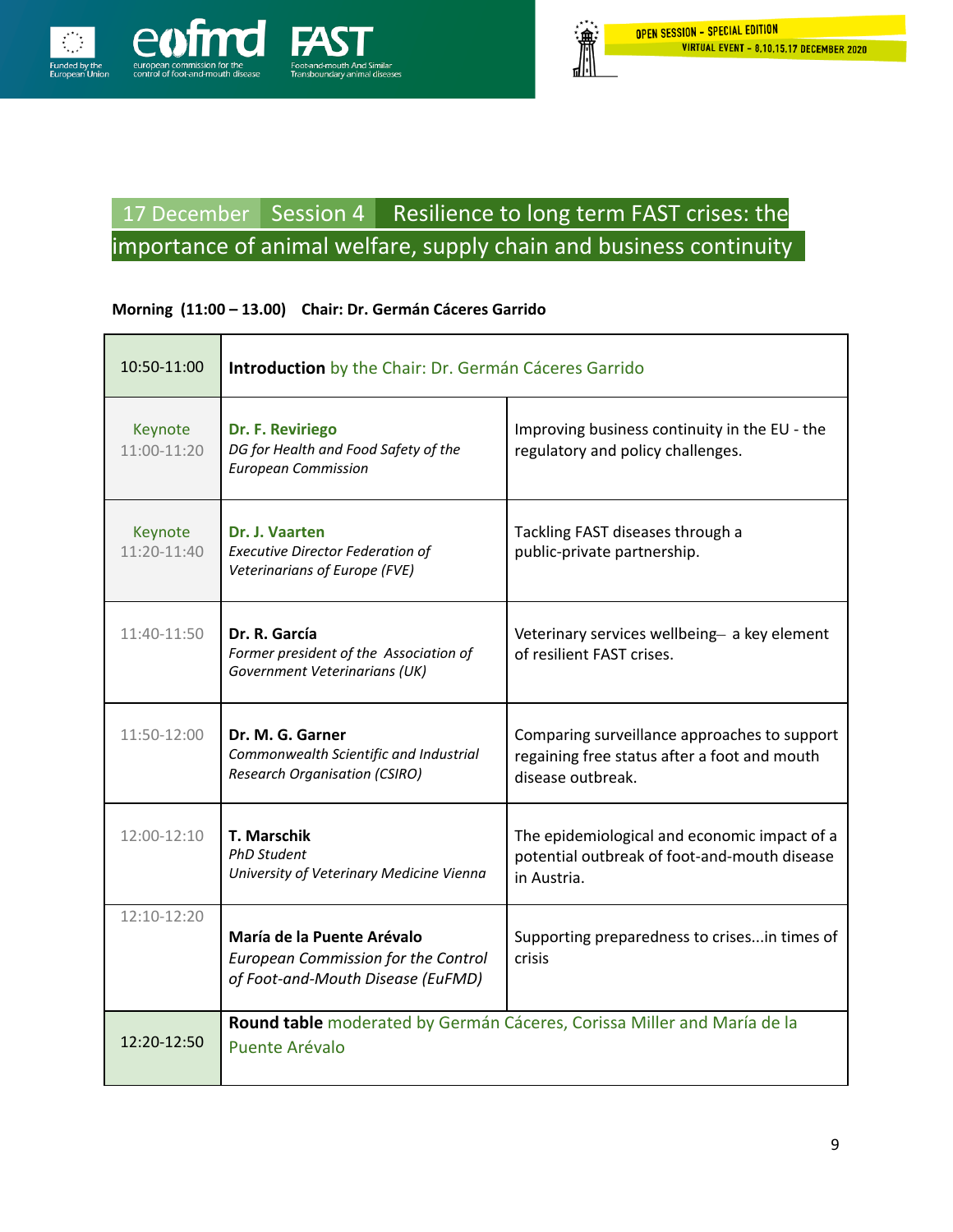## 17 December Session 4 Resilience to long term FAST crises: the importance of animal welfare, supply chain and business continuity

**Morning (11:00 – 13.00) Chair: Dr. Germán Cáceres Garrido**

| Time | Speaker | Topic |
|---|---|---|
| 10:50-11:00 | **Introduction** by the Chair: Dr. Germán Cáceres Garrido | |
| Keynote 11:00-11:20 | **Dr. F. Reviriego** *DG for Health and Food Safety of the European Commission* | Improving business continuity in the EU - the regulatory and policy challenges. |
| Keynote 11:20-11:40 | **Dr. J. Vaarten** *Executive Director Federation of Veterinarians of Europe (FVE)* | Tackling FAST diseases through a public-private partnership. |
| 11:40-11:50 | **Dr. R. García** *Former president of the Association of Government Veterinarians (UK)* | Veterinary services wellbeing– a key element of resilient FAST crises. |
| 11:50-12:00 | **Dr. M. G. Garner** *Commonwealth Scientific and Industrial Research Organisation (CSIRO)* | Comparing surveillance approaches to support regaining free status after a foot and mouth disease outbreak. |
| 12:00-12:10 | **T. Marschik** *PhD Student University of Veterinary Medicine Vienna* | The epidemiological and economic impact of a potential outbreak of foot-and-mouth disease in Austria. |
| 12:10-12:20 | **María de la Puente Arévalo** *European Commission for the Control of Foot-and-Mouth Disease (EuFMD)* | Supporting preparedness to crises...in times of crisis |
| 12:20-12:50 | **Round table** moderated by Germán Cáceres, Corissa Miller and María de la Puente Arévalo | |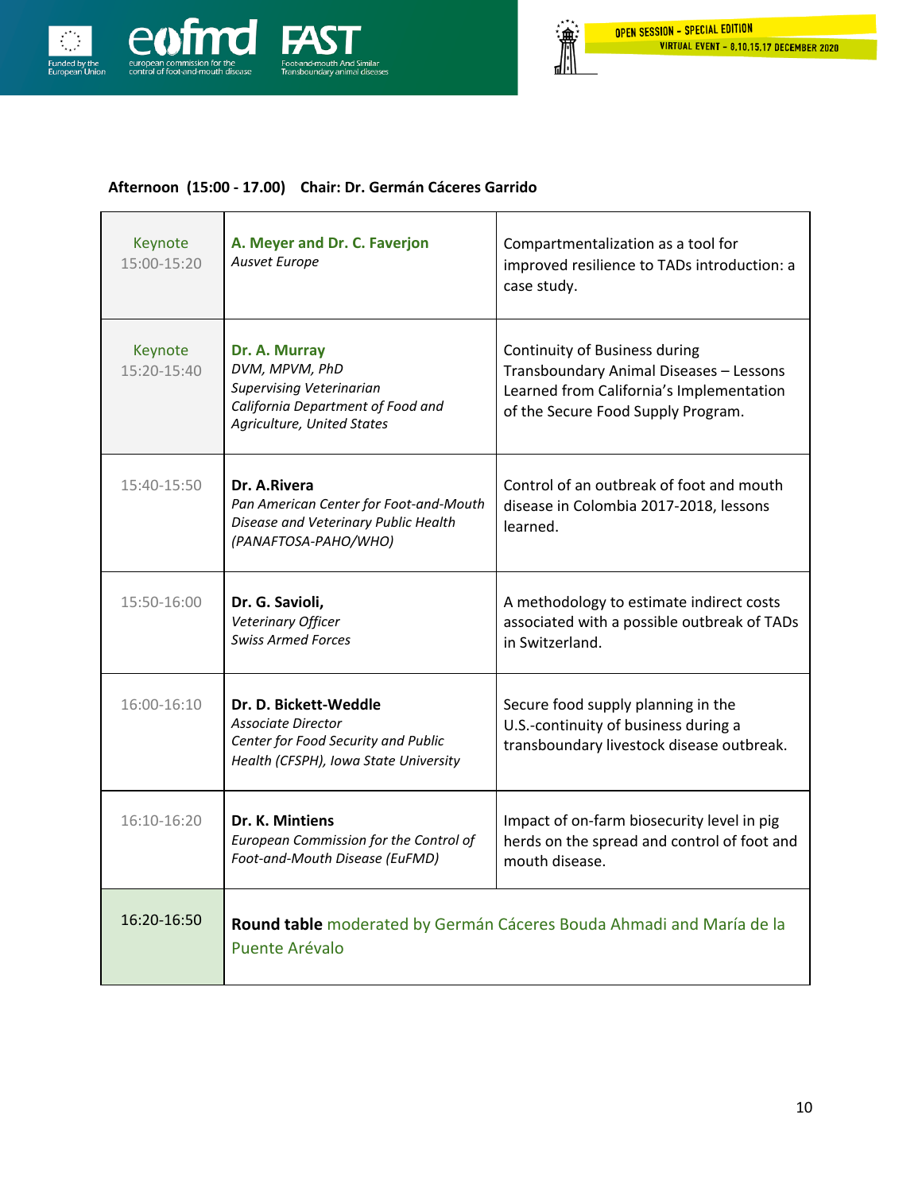**Afternoon (15:00 - 17.00) Chair: Dr. Germán Cáceres Garrido**

| | | |
|---|---|---|
| Keynote 15:00-15:20 | **A. Meyer and Dr. C. Faverjon** *Ausvet Europe* | Compartmentalization as a tool for improved resilience to TADs introduction: a case study. |
| Keynote 15:20-15:40 | **Dr. A. Murray** *DVM, MPVM, PhD* *Supervising Veterinarian* *California Department of Food and Agriculture, United States* | Continuity of Business during Transboundary Animal Diseases – Lessons Learned from California's Implementation of the Secure Food Supply Program. |
| 15:40-15:50 | **Dr. A.Rivera** *Pan American Center for Foot-and-Mouth Disease and Veterinary Public Health (PANAFTOSA-PAHO/WHO)* | Control of an outbreak of foot and mouth disease in Colombia 2017-2018, lessons learned. |
| 15:50-16:00 | **Dr. G. Savioli,** *Veterinary Officer* *Swiss Armed Forces* | A methodology to estimate indirect costs associated with a possible outbreak of TADs in Switzerland. |
| 16:00-16:10 | **Dr. D. Bickett-Weddle** *Associate Director* *Center for Food Security and Public Health (CFSPH), Iowa State University* | Secure food supply planning in the U.S.-continuity of business during a transboundary livestock disease outbreak. |
| 16:10-16:20 | **Dr. K. Mintiens** *European Commission for the Control of Foot-and-Mouth Disease (EuFMD)* | Impact of on-farm biosecurity level in pig herds on the spread and control of foot and mouth disease. |
| 16:20-16:50 | **Round table** moderated by Germán Cáceres Bouda Ahmadi and María de la Puente Arévalo | |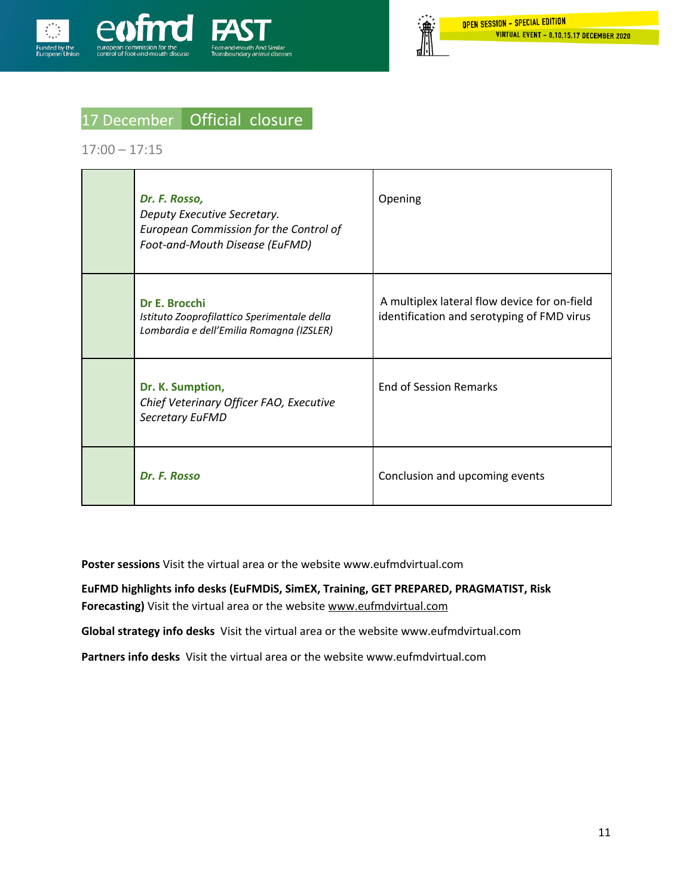## 17 December Official closure

17:00 – 17:15

| | | |
|---|---|---|
| | ***Dr. F. Rosso,***<br>*Deputy Executive Secretary.*<br>*European Commission for the Control of Foot-and-Mouth Disease (EuFMD)* | Opening |
| | **Dr E. Brocchi**<br>*Istituto Zooprofilattico Sperimentale della Lombardia e dell'Emilia Romagna (IZSLER)* | A multiplex lateral flow device for on-field identification and serotyping of FMD virus |
| | **Dr. K. Sumption,**<br>*Chief Veterinary Officer FAO, Executive Secretary EuFMD* | End of Session Remarks |
| | ***Dr. F. Rosso*** | Conclusion and upcoming events |

**Poster sessions** Visit the virtual area or the website www.eufmdvirtual.com

**EuFMD highlights info desks (EuFMDiS, SimEX, Training, GET PREPARED, PRAGMATIST, Risk Forecasting)** Visit the virtual area or the website www.eufmdvirtual.com

**Global strategy info desks** Visit the virtual area or the website www.eufmdvirtual.com

**Partners info desks** Visit the virtual area or the website www.eufmdvirtual.com